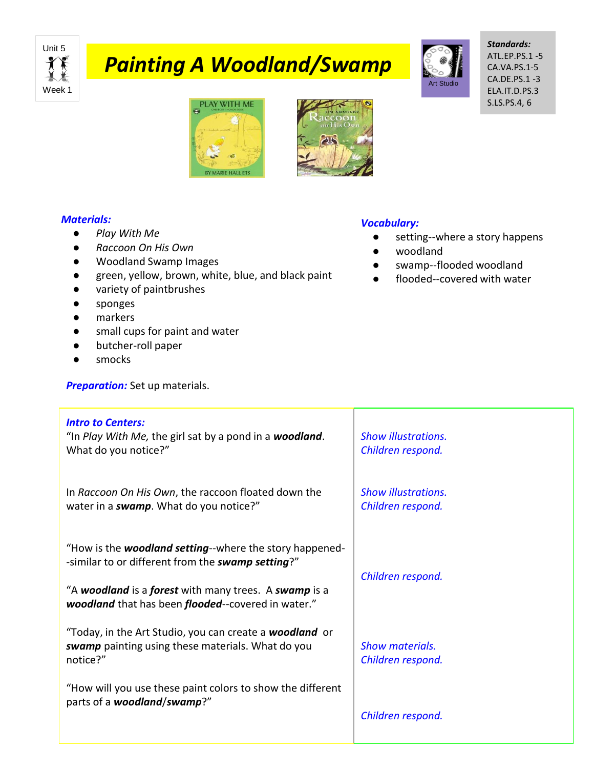Unit 5
Week 1

# Painting A Woodland/Swamp

Art Studio

***Standards:***
ATL.EP.PS.1 -5
CA.VA.PS.1-5
CA.DE.PS.1 -3
ELA.IT.D.PS.3
S.LS.PS.4, 6

***Materials:***

- *Play With Me*
- *Raccoon On His Own*
- Woodland Swamp Images
- green, yellow, brown, white, blue, and black paint
- variety of paintbrushes
- sponges
- markers
- small cups for paint and water
- butcher-roll paper
- smocks

***Vocabulary:***

- setting--where a story happens
- woodland
- swamp--flooded woodland
- flooded--covered with water

***Preparation:*** Set up materials.

| | |
|---|---|
| ***Intro to Centers:*** <br> "In *Play With Me,* the girl sat by a pond in a ***woodland***. What do you notice?" | *Show illustrations. Children respond.* |
| In *Raccoon On His Own*, the raccoon floated down the water in a ***swamp***. What do you notice?" | *Show illustrations. Children respond.* |
| "How is the ***woodland setting***--where the story happened--similar to or different from the ***swamp setting***?" <br><br> "A ***woodland*** is a ***forest*** with many trees. A ***swamp*** is a ***woodland*** that has been ***flooded***--covered in water." | *Children respond.* |
| "Today, in the Art Studio, you can create a ***woodland*** or ***swamp*** painting using these materials. What do you notice?" | *Show materials. Children respond.* |
| "How will you use these paint colors to show the different parts of a ***woodland***/***swamp***?" | *Children respond.* |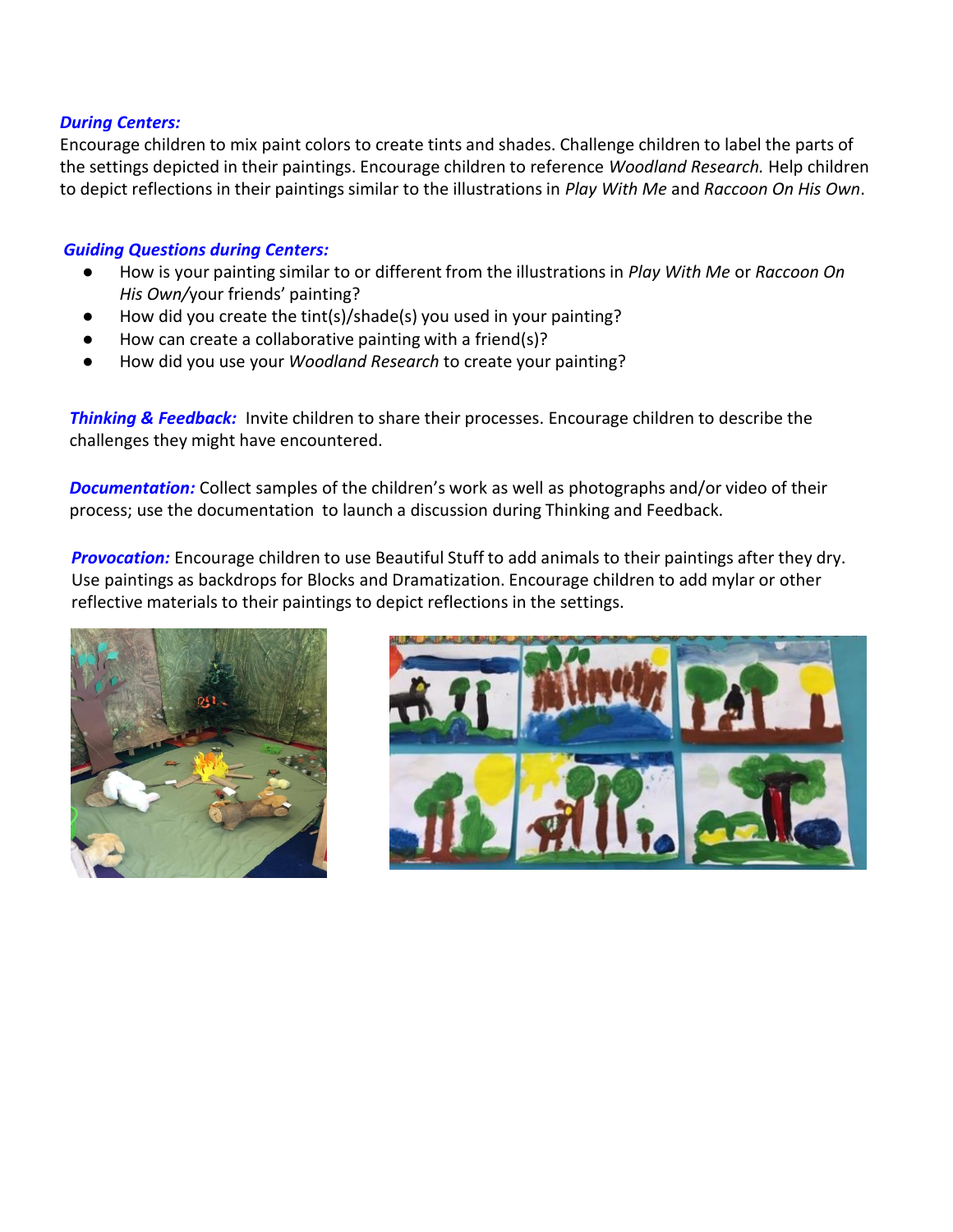***During Centers:***
Encourage children to mix paint colors to create tints and shades. Challenge children to label the parts of the settings depicted in their paintings. Encourage children to reference *Woodland Research.* Help children to depict reflections in their paintings similar to the illustrations in *Play With Me* and *Raccoon On His Own*.

***Guiding Questions during Centers:***

- How is your painting similar to or different from the illustrations in *Play With Me* or *Raccoon On His Own/*your friends' painting?
- How did you create the tint(s)/shade(s) you used in your painting?
- How can create a collaborative painting with a friend(s)?
- How did you use your *Woodland Research* to create your painting?

***Thinking & Feedback:*** Invite children to share their processes. Encourage children to describe the challenges they might have encountered.

***Documentation:*** Collect samples of the children's work as well as photographs and/or video of their process; use the documentation to launch a discussion during Thinking and Feedback.

***Provocation:*** Encourage children to use Beautiful Stuff to add animals to their paintings after they dry. Use paintings as backdrops for Blocks and Dramatization. Encourage children to add mylar or other reflective materials to their paintings to depict reflections in the settings.